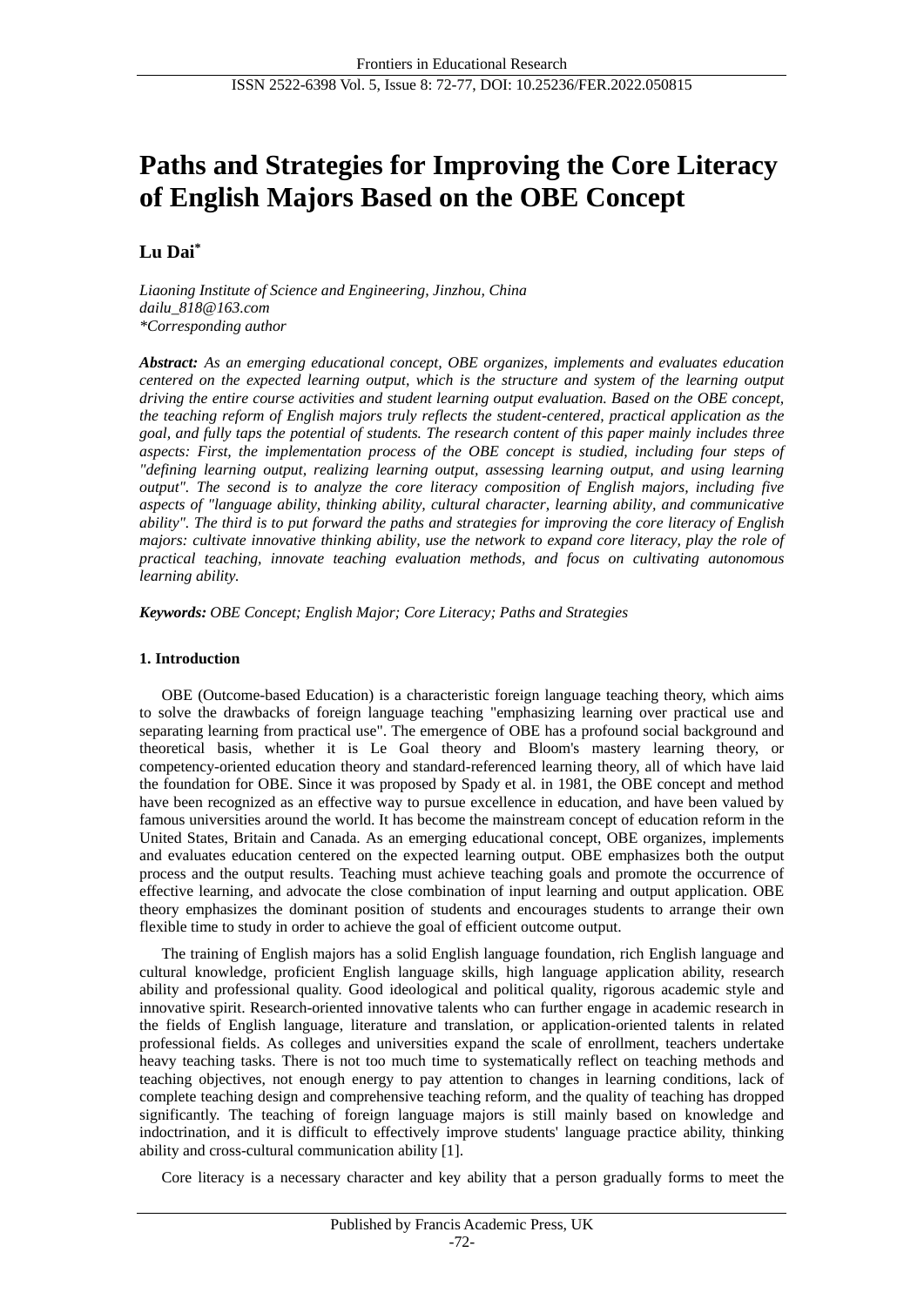# Paths and Strategies for Improving the Core Literacy of English Majors Based on the OBE Concept

**Lu Dai***

*Liaoning Institute of Science and Engineering, Jinzhou, China*
*dailu_818@163.com*
*\*Corresponding author*

***Abstract:*** *As an emerging educational concept, OBE organizes, implements and evaluates education centered on the expected learning output, which is the structure and system of the learning output driving the entire course activities and student learning output evaluation. Based on the OBE concept, the teaching reform of English majors truly reflects the student-centered, practical application as the goal, and fully taps the potential of students. The research content of this paper mainly includes three aspects: First, the implementation process of the OBE concept is studied, including four steps of "defining learning output, realizing learning output, assessing learning output, and using learning output". The second is to analyze the core literacy composition of English majors, including five aspects of "language ability, thinking ability, cultural character, learning ability, and communicative ability". The third is to put forward the paths and strategies for improving the core literacy of English majors: cultivate innovative thinking ability, use the network to expand core literacy, play the role of practical teaching, innovate teaching evaluation methods, and focus on cultivating autonomous learning ability.*

***Keywords:*** *OBE Concept; English Major; Core Literacy; Paths and Strategies*

## 1. Introduction

OBE (Outcome-based Education) is a characteristic foreign language teaching theory, which aims to solve the drawbacks of foreign language teaching "emphasizing learning over practical use and separating learning from practical use". The emergence of OBE has a profound social background and theoretical basis, whether it is Le Goal theory and Bloom's mastery learning theory, or competency-oriented education theory and standard-referenced learning theory, all of which have laid the foundation for OBE. Since it was proposed by Spady et al. in 1981, the OBE concept and method have been recognized as an effective way to pursue excellence in education, and have been valued by famous universities around the world. It has become the mainstream concept of education reform in the United States, Britain and Canada. As an emerging educational concept, OBE organizes, implements and evaluates education centered on the expected learning output. OBE emphasizes both the output process and the output results. Teaching must achieve teaching goals and promote the occurrence of effective learning, and advocate the close combination of input learning and output application. OBE theory emphasizes the dominant position of students and encourages students to arrange their own flexible time to study in order to achieve the goal of efficient outcome output.

The training of English majors has a solid English language foundation, rich English language and cultural knowledge, proficient English language skills, high language application ability, research ability and professional quality. Good ideological and political quality, rigorous academic style and innovative spirit. Research-oriented innovative talents who can further engage in academic research in the fields of English language, literature and translation, or application-oriented talents in related professional fields. As colleges and universities expand the scale of enrollment, teachers undertake heavy teaching tasks. There is not too much time to systematically reflect on teaching methods and teaching objectives, not enough energy to pay attention to changes in learning conditions, lack of complete teaching design and comprehensive teaching reform, and the quality of teaching has dropped significantly. The teaching of foreign language majors is still mainly based on knowledge and indoctrination, and it is difficult to effectively improve students' language practice ability, thinking ability and cross-cultural communication ability [1].

Core literacy is a necessary character and key ability that a person gradually forms to meet the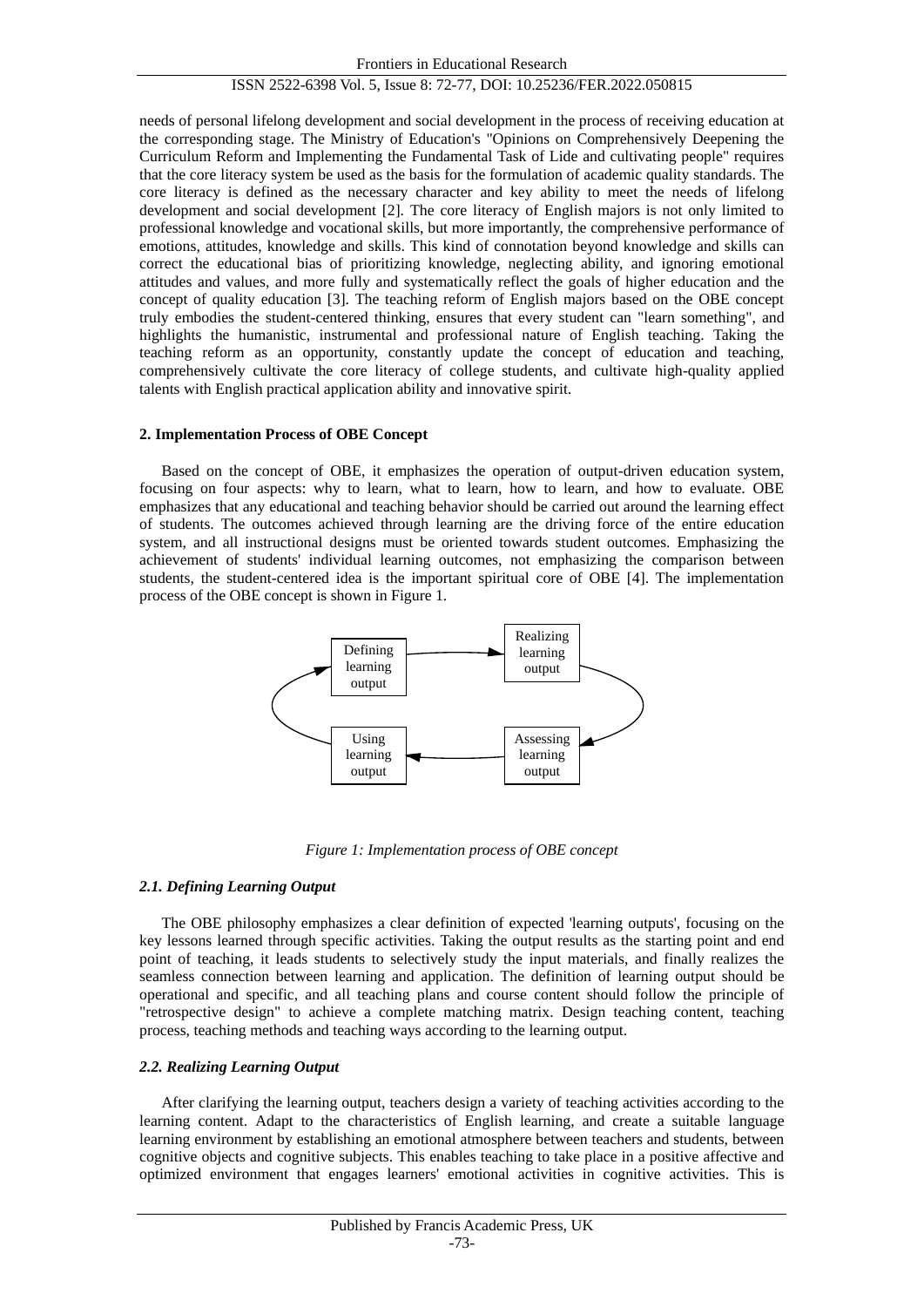needs of personal lifelong development and social development in the process of receiving education at the corresponding stage. The Ministry of Education's "Opinions on Comprehensively Deepening the Curriculum Reform and Implementing the Fundamental Task of Lide and cultivating people" requires that the core literacy system be used as the basis for the formulation of academic quality standards. The core literacy is defined as the necessary character and key ability to meet the needs of lifelong development and social development [2]. The core literacy of English majors is not only limited to professional knowledge and vocational skills, but more importantly, the comprehensive performance of emotions, attitudes, knowledge and skills. This kind of connotation beyond knowledge and skills can correct the educational bias of prioritizing knowledge, neglecting ability, and ignoring emotional attitudes and values, and more fully and systematically reflect the goals of higher education and the concept of quality education [3]. The teaching reform of English majors based on the OBE concept truly embodies the student-centered thinking, ensures that every student can "learn something", and highlights the humanistic, instrumental and professional nature of English teaching. Taking the teaching reform as an opportunity, constantly update the concept of education and teaching, comprehensively cultivate the core literacy of college students, and cultivate high-quality applied talents with English practical application ability and innovative spirit.

## 2. Implementation Process of OBE Concept

Based on the concept of OBE, it emphasizes the operation of output-driven education system, focusing on four aspects: why to learn, what to learn, how to learn, and how to evaluate. OBE emphasizes that any educational and teaching behavior should be carried out around the learning effect of students. The outcomes achieved through learning are the driving force of the entire education system, and all instructional designs must be oriented towards student outcomes. Emphasizing the achievement of students' individual learning outcomes, not emphasizing the comparison between students, the student-centered idea is the important spiritual core of OBE [4]. The implementation process of the OBE concept is shown in Figure 1.

Defining learning output → Realizing learning output → Assessing learning output → Using learning output → Defining learning output

*Figure 1: Implementation process of OBE concept*

### *2.1. Defining Learning Output*

The OBE philosophy emphasizes a clear definition of expected 'learning outputs', focusing on the key lessons learned through specific activities. Taking the output results as the starting point and end point of teaching, it leads students to selectively study the input materials, and finally realizes the seamless connection between learning and application. The definition of learning output should be operational and specific, and all teaching plans and course content should follow the principle of "retrospective design" to achieve a complete matching matrix. Design teaching content, teaching process, teaching methods and teaching ways according to the learning output.

### *2.2. Realizing Learning Output*

After clarifying the learning output, teachers design a variety of teaching activities according to the learning content. Adapt to the characteristics of English learning, and create a suitable language learning environment by establishing an emotional atmosphere between teachers and students, between cognitive objects and cognitive subjects. This enables teaching to take place in a positive affective and optimized environment that engages learners' emotional activities in cognitive activities. This is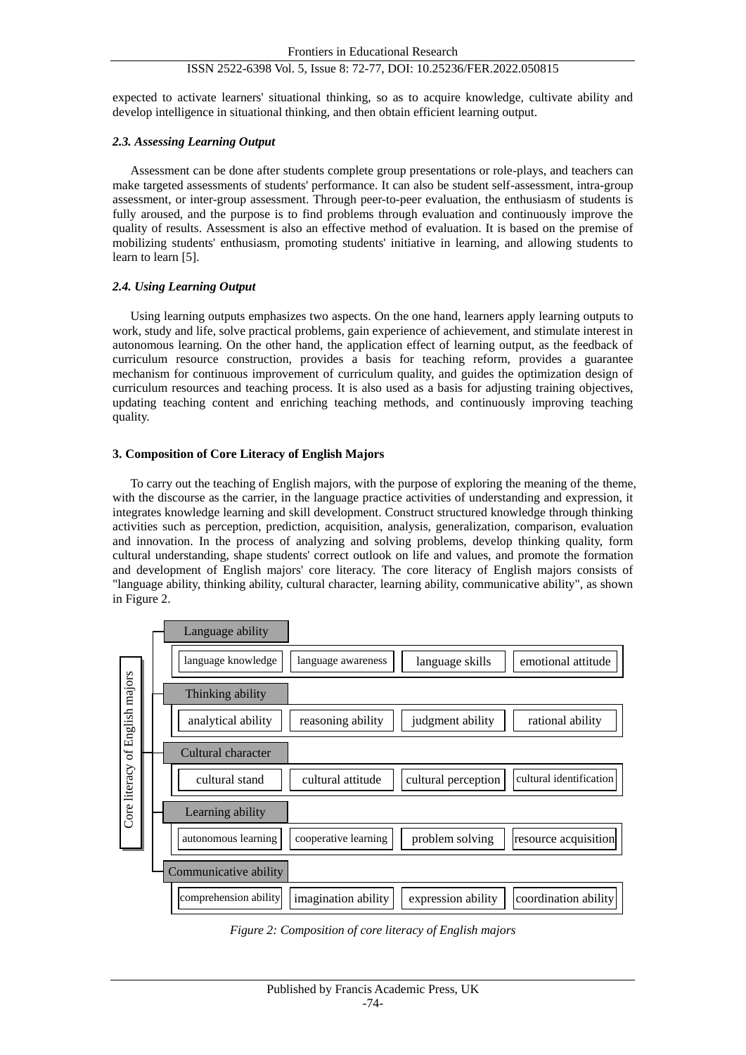expected to activate learners' situational thinking, so as to acquire knowledge, cultivate ability and develop intelligence in situational thinking, and then obtain efficient learning output.

### *2.3. Assessing Learning Output*

Assessment can be done after students complete group presentations or role-plays, and teachers can make targeted assessments of students' performance. It can also be student self-assessment, intra-group assessment, or inter-group assessment. Through peer-to-peer evaluation, the enthusiasm of students is fully aroused, and the purpose is to find problems through evaluation and continuously improve the quality of results. Assessment is also an effective method of evaluation. It is based on the premise of mobilizing students' enthusiasm, promoting students' initiative in learning, and allowing students to learn to learn [5].

### *2.4. Using Learning Output*

Using learning outputs emphasizes two aspects. On the one hand, learners apply learning outputs to work, study and life, solve practical problems, gain experience of achievement, and stimulate interest in autonomous learning. On the other hand, the application effect of learning output, as the feedback of curriculum resource construction, provides a basis for teaching reform, provides a guarantee mechanism for continuous improvement of curriculum quality, and guides the optimization design of curriculum resources and teaching process. It is also used as a basis for adjusting training objectives, updating teaching content and enriching teaching methods, and continuously improving teaching quality.

## 3. Composition of Core Literacy of English Majors

To carry out the teaching of English majors, with the purpose of exploring the meaning of the theme, with the discourse as the carrier, in the language practice activities of understanding and expression, it integrates knowledge learning and skill development. Construct structured knowledge through thinking activities such as perception, prediction, acquisition, analysis, generalization, comparison, evaluation and innovation. In the process of analyzing and solving problems, develop thinking quality, form cultural understanding, shape students' correct outlook on life and values, and promote the formation and development of English majors' core literacy. The core literacy of English majors consists of "language ability, thinking ability, cultural character, learning ability, communicative ability", as shown in Figure 2.

Core literacy of English majors

- Language ability
  - language knowledge
  - language awareness
  - language skills
  - emotional attitude
- Thinking ability
  - analytical ability
  - reasoning ability
  - judgment ability
  - rational ability
- Cultural character
  - cultural stand
  - cultural attitude
  - cultural perception
  - cultural identification
- Learning ability
  - autonomous learning
  - cooperative learning
  - problem solving
  - resource acquisition
- Communicative ability
  - comprehension ability
  - imagination ability
  - expression ability
  - coordination ability

*Figure 2: Composition of core literacy of English majors*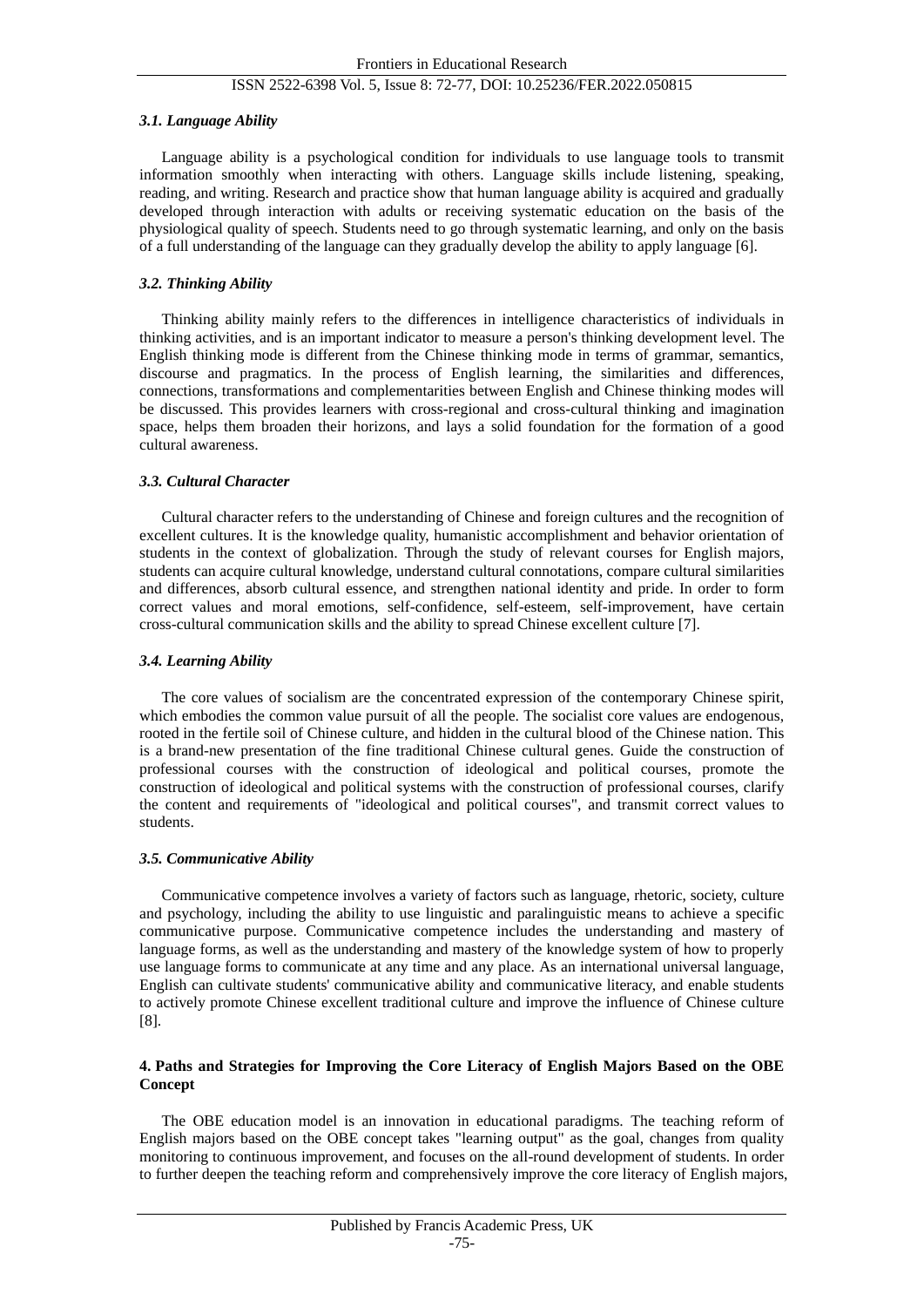### *3.1. Language Ability*

Language ability is a psychological condition for individuals to use language tools to transmit information smoothly when interacting with others. Language skills include listening, speaking, reading, and writing. Research and practice show that human language ability is acquired and gradually developed through interaction with adults or receiving systematic education on the basis of the physiological quality of speech. Students need to go through systematic learning, and only on the basis of a full understanding of the language can they gradually develop the ability to apply language [6].

### *3.2. Thinking Ability*

Thinking ability mainly refers to the differences in intelligence characteristics of individuals in thinking activities, and is an important indicator to measure a person's thinking development level. The English thinking mode is different from the Chinese thinking mode in terms of grammar, semantics, discourse and pragmatics. In the process of English learning, the similarities and differences, connections, transformations and complementarities between English and Chinese thinking modes will be discussed. This provides learners with cross-regional and cross-cultural thinking and imagination space, helps them broaden their horizons, and lays a solid foundation for the formation of a good cultural awareness.

### *3.3. Cultural Character*

Cultural character refers to the understanding of Chinese and foreign cultures and the recognition of excellent cultures. It is the knowledge quality, humanistic accomplishment and behavior orientation of students in the context of globalization. Through the study of relevant courses for English majors, students can acquire cultural knowledge, understand cultural connotations, compare cultural similarities and differences, absorb cultural essence, and strengthen national identity and pride. In order to form correct values and moral emotions, self-confidence, self-esteem, self-improvement, have certain cross-cultural communication skills and the ability to spread Chinese excellent culture [7].

### *3.4. Learning Ability*

The core values of socialism are the concentrated expression of the contemporary Chinese spirit, which embodies the common value pursuit of all the people. The socialist core values are endogenous, rooted in the fertile soil of Chinese culture, and hidden in the cultural blood of the Chinese nation. This is a brand-new presentation of the fine traditional Chinese cultural genes. Guide the construction of professional courses with the construction of ideological and political courses, promote the construction of ideological and political systems with the construction of professional courses, clarify the content and requirements of "ideological and political courses", and transmit correct values to students.

### *3.5. Communicative Ability*

Communicative competence involves a variety of factors such as language, rhetoric, society, culture and psychology, including the ability to use linguistic and paralinguistic means to achieve a specific communicative purpose. Communicative competence includes the understanding and mastery of language forms, as well as the understanding and mastery of the knowledge system of how to properly use language forms to communicate at any time and any place. As an international universal language, English can cultivate students' communicative ability and communicative literacy, and enable students to actively promote Chinese excellent traditional culture and improve the influence of Chinese culture [8].

## **4. Paths and Strategies for Improving the Core Literacy of English Majors Based on the OBE Concept**

The OBE education model is an innovation in educational paradigms. The teaching reform of English majors based on the OBE concept takes "learning output" as the goal, changes from quality monitoring to continuous improvement, and focuses on the all-round development of students. In order to further deepen the teaching reform and comprehensively improve the core literacy of English majors,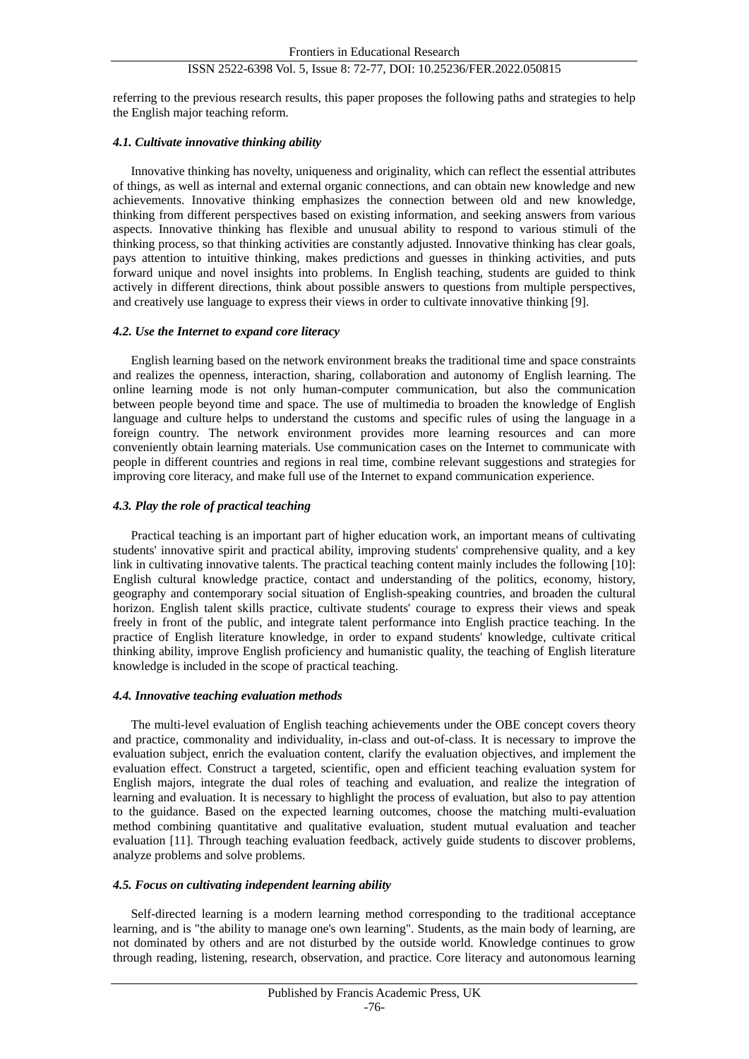referring to the previous research results, this paper proposes the following paths and strategies to help the English major teaching reform.

### *4.1. Cultivate innovative thinking ability*

Innovative thinking has novelty, uniqueness and originality, which can reflect the essential attributes of things, as well as internal and external organic connections, and can obtain new knowledge and new achievements. Innovative thinking emphasizes the connection between old and new knowledge, thinking from different perspectives based on existing information, and seeking answers from various aspects. Innovative thinking has flexible and unusual ability to respond to various stimuli of the thinking process, so that thinking activities are constantly adjusted. Innovative thinking has clear goals, pays attention to intuitive thinking, makes predictions and guesses in thinking activities, and puts forward unique and novel insights into problems. In English teaching, students are guided to think actively in different directions, think about possible answers to questions from multiple perspectives, and creatively use language to express their views in order to cultivate innovative thinking [9].

### *4.2. Use the Internet to expand core literacy*

English learning based on the network environment breaks the traditional time and space constraints and realizes the openness, interaction, sharing, collaboration and autonomy of English learning. The online learning mode is not only human-computer communication, but also the communication between people beyond time and space. The use of multimedia to broaden the knowledge of English language and culture helps to understand the customs and specific rules of using the language in a foreign country. The network environment provides more learning resources and can more conveniently obtain learning materials. Use communication cases on the Internet to communicate with people in different countries and regions in real time, combine relevant suggestions and strategies for improving core literacy, and make full use of the Internet to expand communication experience.

### *4.3. Play the role of practical teaching*

Practical teaching is an important part of higher education work, an important means of cultivating students' innovative spirit and practical ability, improving students' comprehensive quality, and a key link in cultivating innovative talents. The practical teaching content mainly includes the following [10]: English cultural knowledge practice, contact and understanding of the politics, economy, history, geography and contemporary social situation of English-speaking countries, and broaden the cultural horizon. English talent skills practice, cultivate students' courage to express their views and speak freely in front of the public, and integrate talent performance into English practice teaching. In the practice of English literature knowledge, in order to expand students' knowledge, cultivate critical thinking ability, improve English proficiency and humanistic quality, the teaching of English literature knowledge is included in the scope of practical teaching.

### *4.4. Innovative teaching evaluation methods*

The multi-level evaluation of English teaching achievements under the OBE concept covers theory and practice, commonality and individuality, in-class and out-of-class. It is necessary to improve the evaluation subject, enrich the evaluation content, clarify the evaluation objectives, and implement the evaluation effect. Construct a targeted, scientific, open and efficient teaching evaluation system for English majors, integrate the dual roles of teaching and evaluation, and realize the integration of learning and evaluation. It is necessary to highlight the process of evaluation, but also to pay attention to the guidance. Based on the expected learning outcomes, choose the matching multi-evaluation method combining quantitative and qualitative evaluation, student mutual evaluation and teacher evaluation [11]. Through teaching evaluation feedback, actively guide students to discover problems, analyze problems and solve problems.

### *4.5. Focus on cultivating independent learning ability*

Self-directed learning is a modern learning method corresponding to the traditional acceptance learning, and is "the ability to manage one's own learning". Students, as the main body of learning, are not dominated by others and are not disturbed by the outside world. Knowledge continues to grow through reading, listening, research, observation, and practice. Core literacy and autonomous learning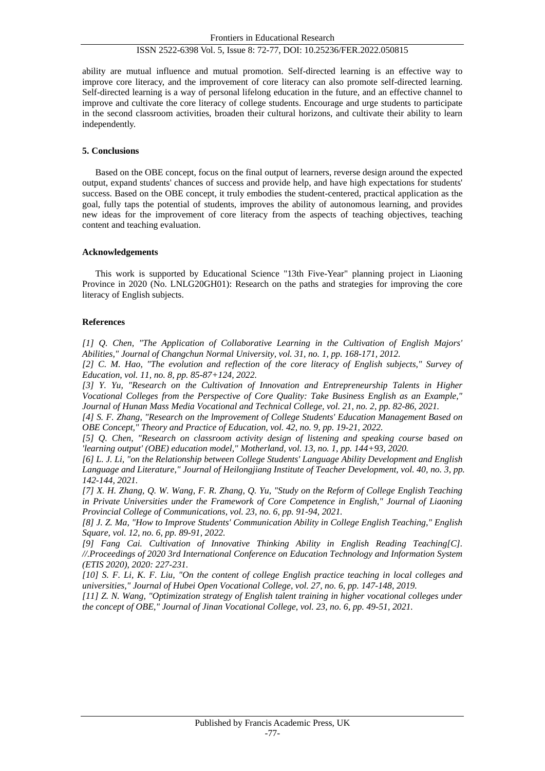ability are mutual influence and mutual promotion. Self-directed learning is an effective way to improve core literacy, and the improvement of core literacy can also promote self-directed learning. Self-directed learning is a way of personal lifelong education in the future, and an effective channel to improve and cultivate the core literacy of college students. Encourage and urge students to participate in the second classroom activities, broaden their cultural horizons, and cultivate their ability to learn independently.

## 5. Conclusions

Based on the OBE concept, focus on the final output of learners, reverse design around the expected output, expand students' chances of success and provide help, and have high expectations for students' success. Based on the OBE concept, it truly embodies the student-centered, practical application as the goal, fully taps the potential of students, improves the ability of autonomous learning, and provides new ideas for the improvement of core literacy from the aspects of teaching objectives, teaching content and teaching evaluation.

## Acknowledgements

This work is supported by Educational Science "13th Five-Year" planning project in Liaoning Province in 2020 (No. LNLG20GH01): Research on the paths and strategies for improving the core literacy of English subjects.

## References

*[1] Q. Chen, "The Application of Collaborative Learning in the Cultivation of English Majors' Abilities," Journal of Changchun Normal University, vol. 31, no. 1, pp. 168-171, 2012.*

*[2] C. M. Hao, "The evolution and reflection of the core literacy of English subjects," Survey of Education, vol. 11, no. 8, pp. 85-87+124, 2022.*

*[3] Y. Yu, "Research on the Cultivation of Innovation and Entrepreneurship Talents in Higher Vocational Colleges from the Perspective of Core Quality: Take Business English as an Example," Journal of Hunan Mass Media Vocational and Technical College, vol. 21, no. 2, pp. 82-86, 2021.*

*[4] S. F. Zhang, "Research on the lmprovement of College Students' Education Management Based on OBE Concept," Theory and Practice of Education, vol. 42, no. 9, pp. 19-21, 2022.*

*[5] Q. Chen, "Research on classroom activity design of listening and speaking course based on 'learning output' (OBE) education model," Motherland, vol. 13, no. 1, pp. 144+93, 2020.*

*[6] L. J. Li, "on the Relationship between College Students' Language Ability Development and English Language and Literature," Journal of Heilongjiang Institute of Teacher Development, vol. 40, no. 3, pp. 142-144, 2021.*

*[7] X. H. Zhang, Q. W. Wang, F. R. Zhang, Q. Yu, "Study on the Reform of College English Teaching in Private Universities under the Framework of Core Competence in English," Journal of Liaoning Provincial College of Communications, vol. 23, no. 6, pp. 91-94, 2021.*

*[8] J. Z. Ma, "How to Improve Students' Communication Ability in College English Teaching," English Square, vol. 12, no. 6, pp. 89-91, 2022.*

*[9] Fang Cai. Cultivation of Innovative Thinking Ability in English Reading Teaching[C]. //.Proceedings of 2020 3rd International Conference on Education Technology and Information System (ETIS 2020), 2020: 227-231.*

*[10] S. F. Li, K. F. Liu, "On the content of college English practice teaching in local colleges and universities," Journal of Hubei Open Vocational College, vol. 27, no. 6, pp. 147-148, 2019.*

*[11] Z. N. Wang, "Optimization strategy of English talent training in higher vocational colleges under the concept of OBE," Journal of Jinan Vocational College, vol. 23, no. 6, pp. 49-51, 2021.*